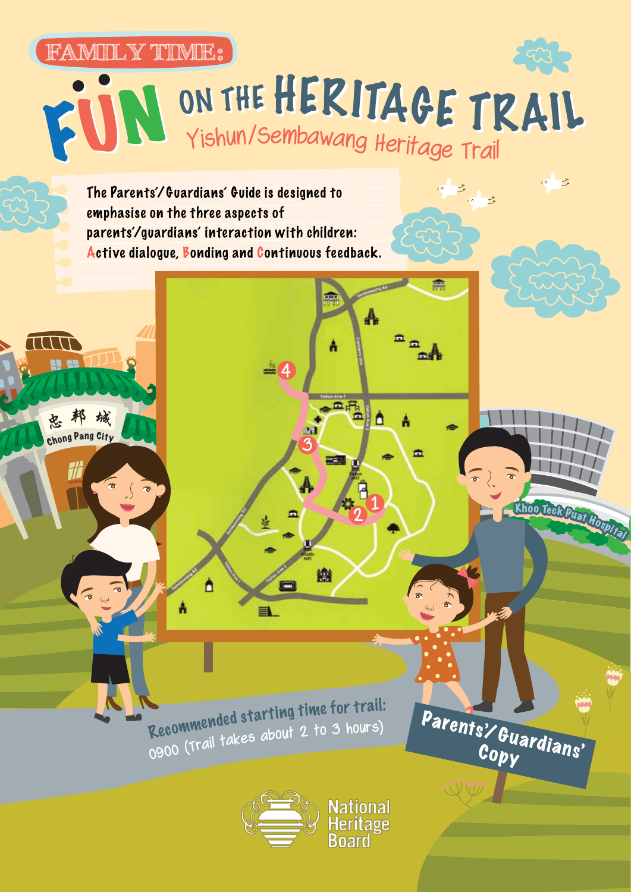FAMILY TIME:

# FUN ON THE HERITAGE TRAIL

## Yishun/Sembawang Heritage Trail

The Parents'/Guardians' Guide is designed to emphasise on the three aspects of parents'/guardians' interaction with children: **A**ctive dialogue, **B**onding and **C**ontinuous feedback.

Recommended starting time for trail: 0900 (Trail takes about 2 to 3 hours)

Parents'/Guardians' Copy

National Heritage Board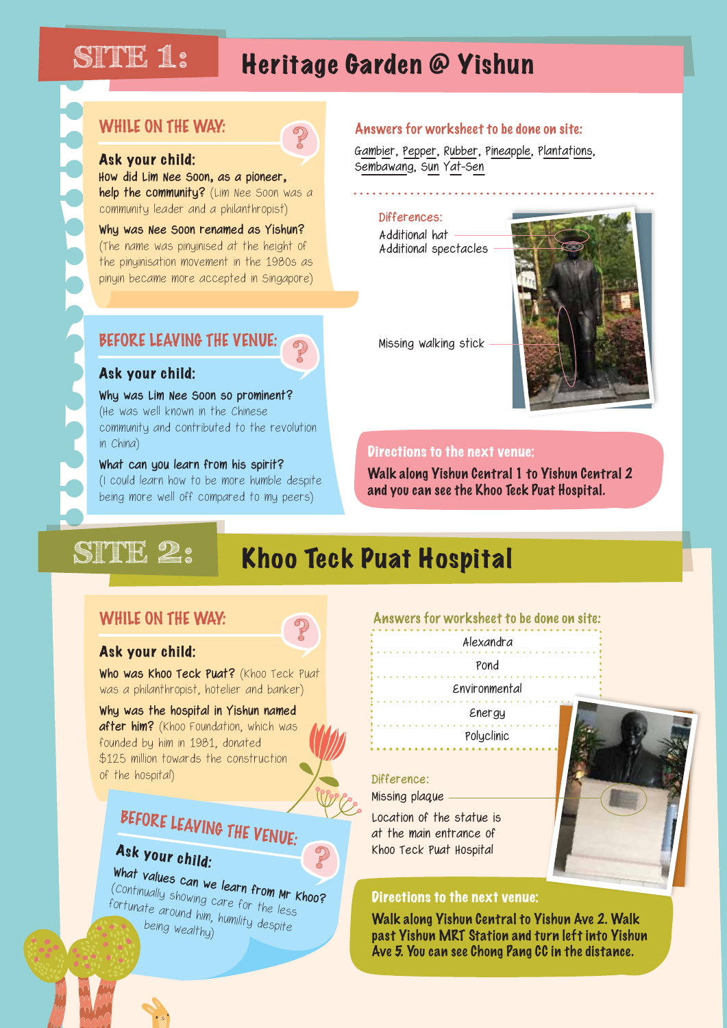# SITE 1: Heritage Garden @ Yishun

### WHILE ON THE WAY:

**Ask your child:**

**How did Lim Nee Soon, as a pioneer, help the community?** (Lim Nee Soon was a community leader and a philanthropist)

**Why was Nee Soon renamed as Yishun?** (The name was pinyinised at the height of the pinyinisation movement in the 1980s as pinyin became more accepted in Singapore)

### BEFORE LEAVING THE VENUE:

**Ask your child:**

**Why was Lim Nee Soon so prominent?** (He was well known in the Chinese community and contributed to the revolution in China)

**What can you learn from his spirit?** (I could learn how to be more humble despite being more well off compared to my peers)

### Answers for worksheet to be done on site:

Gambier, Pepper, Rubber, Pineapple, Plantations, Sembawang, Sun Yat-Sen

**Differences:**

- Additional hat
- Additional spectacles
- Missing walking stick

### Directions to the next venue:

**Walk along Yishun Central 1 to Yishun Central 2 and you can see the Khoo Teck Puat Hospital.**

# SITE 2: Khoo Teck Puat Hospital

### WHILE ON THE WAY:

**Ask your child:**

**Who was Khoo Teck Puat?** (Khoo Teck Puat was a philanthropist, hotelier and banker)

**Why was the hospital in Yishun named after him?** (Khoo Foundation, which was founded by him in 1981, donated $125 million towards the construction of the hospital)

### BEFORE LEAVING THE VENUE:

**Ask your child:**

**What values can we learn from Mr Khoo?** (Continually showing care for the less fortunate around him, humility despite being wealthy)

### Answers for worksheet to be done on site:

- Alexandra
- Pond
- Environmental
- Energy
- Polyclinic

**Difference:**

- Missing plaque

Location of the statue is at the main entrance of Khoo Teck Puat Hospital

### Directions to the next venue:

**Walk along Yishun Central to Yishun Ave 2. Walk past Yishun MRT Station and turn left into Yishun Ave 5. You can see Chong Pang CC in the distance.**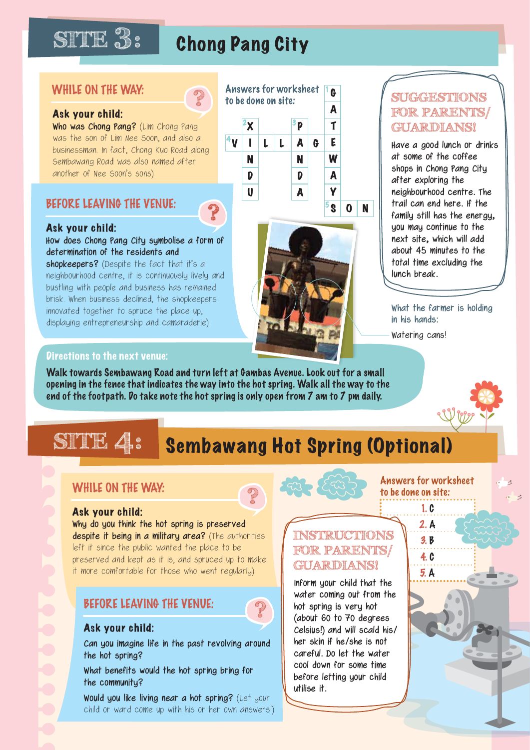# SITE 3: Chong Pang City

## WHILE ON THE WAY:

**Ask your child:**

**Who was Chong Pang?** (Lim Chong Pang was the son of Lim Nee Soon, and also a businessman. In fact, Chong Kuo Road along Sembawang Road was also named after another of Nee Soon's sons)

## BEFORE LEAVING THE VENUE:

**Ask your child:**

**How does Chong Pang City symbolise a form of determination of the residents and shopkeepers?** (Despite the fact that it's a neighbourhood centre, it is continuously lively and bustling with people and business has remained brisk. When business declined, the shopkeepers innovated together to spruce the place up, displaying entrepreneurship and camaraderie)

**Answers for worksheet to be done on site:**

1. GATEWAY
2. XINDU
3. PANDA
4. VILLAGE
5. SON

## SUGGESTIONS FOR PARENTS/ GUARDIANS!

Have a good lunch or drinks at some of the coffee shops in Chong Pang City after exploring the neighbourhood centre. The trail can end here. If the family still has the energy, you may continue to the next site, which will add about 45 minutes to the total time excluding the lunch break.

What the farmer is holding in his hands:

Watering cans!

**Directions to the next venue:**

**Walk towards Sembawang Road and turn left at Gambas Avenue. Look out for a small opening in the fence that indicates the way into the hot spring. Walk all the way to the end of the footpath. Do take note the hot spring is only open from 7 am to 7 pm daily.**

# SITE 4: Sembawang Hot Spring (Optional)

## WHILE ON THE WAY:

**Ask your child:**

**Why do you think the hot spring is preserved despite it being in a military area?** (The authorities left it since the public wanted the place to be preserved and kept as it is, and spruced up to make it more comfortable for those who went regularly)

## BEFORE LEAVING THE VENUE:

**Ask your child:**

Can you imagine life in the past revolving around the hot spring?

What benefits would the hot spring bring for the community?

Would you like living near a hot spring? (Let your child or ward come up with his or her own answers!)

## INSTRUCTIONS FOR PARENTS/ GUARDIANS!

Inform your child that the water coming out from the hot spring is very hot (about 60 to 70 degrees Celsius!) and will scald his/her skin if he/she is not careful. Do let the water cool down for some time before letting your child utilise it.

**Answers for worksheet to be done on site:**

1. C
2. A
3. B
4. C
5. A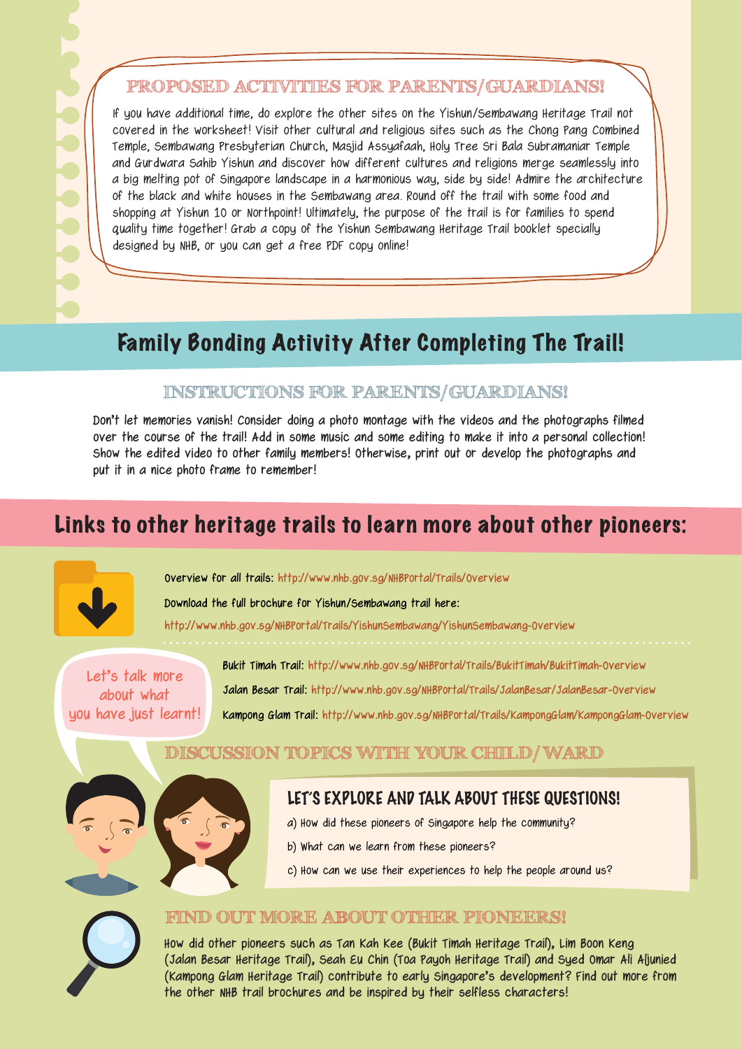### PROPOSED ACTIVITIES FOR PARENTS/GUARDIANS!

If you have additional time, do explore the other sites on the Yishun/Sembawang Heritage Trail not covered in the worksheet! Visit other cultural and religious sites such as the Chong Pang Combined Temple, Sembawang Presbyterian Church, Masjid Assyafaah, Holy Tree Sri Bala Subramaniar Temple and Gurdwara Sahib Yishun and discover how different cultures and religions merge seamlessly into a big melting pot of Singapore landscape in a harmonious way, side by side! Admire the architecture of the black and white houses in the Sembawang area. Round off the trail with some food and shopping at Yishun 10 or Northpoint! Ultimately, the purpose of the trail is for families to spend quality time together! Grab a copy of the Yishun Sembawang Heritage Trail booklet specially designed by NHB, or you can get a free PDF copy online!

## Family Bonding Activity After Completing The Trail!

### INSTRUCTIONS FOR PARENTS/GUARDIANS!

Don't let memories vanish! Consider doing a photo montage with the videos and the photographs filmed over the course of the trail! Add in some music and some editing to make it into a personal collection! Show the edited video to other family members! Otherwise, print out or develop the photographs and put it in a nice photo frame to remember!

## Links to other heritage trails to learn more about other pioneers:

Overview for all trails: http://www.nhb.gov.sg/NHBPortal/Trails/Overview

Download the full brochure for Yishun/Sembawang trail here:
http://www.nhb.gov.sg/NHBPortal/Trails/YishunSembawang/YishunSembawang-Overview

Bukit Timah Trail: http://www.nhb.gov.sg/NHBPortal/Trails/BukitTimah/BukitTimah-Overview

Jalan Besar Trail: http://www.nhb.gov.sg/NHBPortal/Trails/JalanBesar/JalanBesar-Overview

Kampong Glam Trail: http://www.nhb.gov.sg/NHBPortal/Trails/KampongGlam/KampongGlam-Overview

Let's talk more about what you have just learnt!

### DISCUSSION TOPICS WITH YOUR CHILD/WARD

#### LET'S EXPLORE AND TALK ABOUT THESE QUESTIONS!

a) How did these pioneers of Singapore help the community?

b) What can we learn from these pioneers?

c) How can we use their experiences to help the people around us?

### FIND OUT MORE ABOUT OTHER PIONEERS!

How did other pioneers such as Tan Kah Kee (Bukit Timah Heritage Trail), Lim Boon Keng (Jalan Besar Heritage Trail), Seah Eu Chin (Toa Payoh Heritage Trail) and Syed Omar Ali Aljunied (Kampong Glam Heritage Trail) contribute to early Singapore's development? Find out more from the other NHB trail brochures and be inspired by their selfless characters!